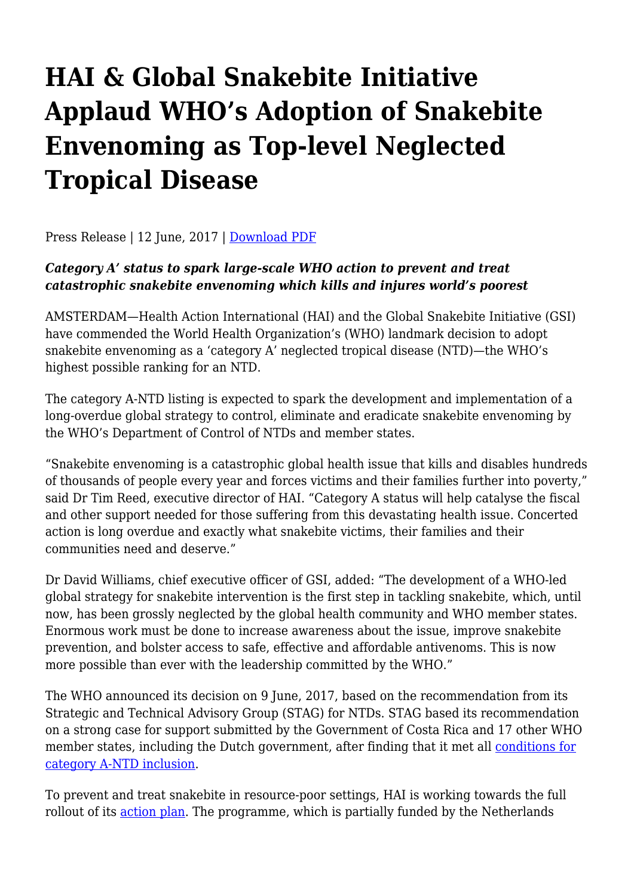# HAI & Global Snakebite Initiative Applaud WHO's Adoption of Snakebite Envenoming as Top-level Neglected Tropical Disease

Press Release | 12 June, 2017 | Download PDF

***Category A' status to spark large-scale WHO action to prevent and treat catastrophic snakebite envenoming which kills and injures world's poorest***

AMSTERDAM—Health Action International (HAI) and the Global Snakebite Initiative (GSI) have commended the World Health Organization's (WHO) landmark decision to adopt snakebite envenoming as a 'category A' neglected tropical disease (NTD)—the WHO's highest possible ranking for an NTD.

The category A-NTD listing is expected to spark the development and implementation of a long-overdue global strategy to control, eliminate and eradicate snakebite envenoming by the WHO's Department of Control of NTDs and member states.

"Snakebite envenoming is a catastrophic global health issue that kills and disables hundreds of thousands of people every year and forces victims and their families further into poverty," said Dr Tim Reed, executive director of HAI. "Category A status will help catalyse the fiscal and other support needed for those suffering from this devastating health issue. Concerted action is long overdue and exactly what snakebite victims, their families and their communities need and deserve."

Dr David Williams, chief executive officer of GSI, added: "The development of a WHO-led global strategy for snakebite intervention is the first step in tackling snakebite, which, until now, has been grossly neglected by the global health community and WHO member states. Enormous work must be done to increase awareness about the issue, improve snakebite prevention, and bolster access to safe, effective and affordable antivenoms. This is now more possible than ever with the leadership committed by the WHO."

The WHO announced its decision on 9 June, 2017, based on the recommendation from its Strategic and Technical Advisory Group (STAG) for NTDs. STAG based its recommendation on a strong case for support submitted by the Government of Costa Rica and 17 other WHO member states, including the Dutch government, after finding that it met all conditions for category A-NTD inclusion.

To prevent and treat snakebite in resource-poor settings, HAI is working towards the full rollout of its action plan. The programme, which is partially funded by the Netherlands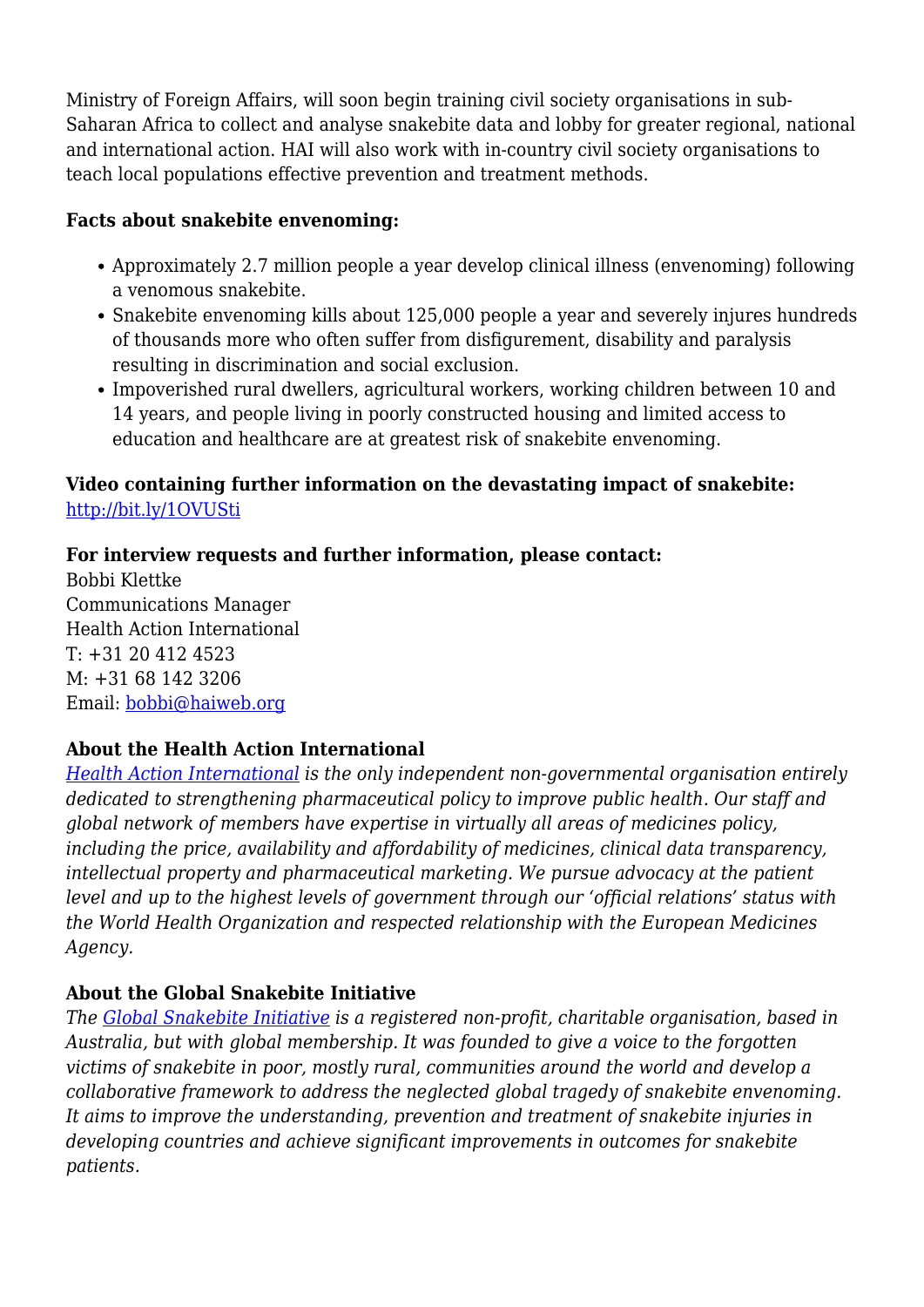Ministry of Foreign Affairs, will soon begin training civil society organisations in sub-Saharan Africa to collect and analyse snakebite data and lobby for greater regional, national and international action. HAI will also work with in-country civil society organisations to teach local populations effective prevention and treatment methods.

**Facts about snakebite envenoming:**

- Approximately 2.7 million people a year develop clinical illness (envenoming) following a venomous snakebite.
- Snakebite envenoming kills about 125,000 people a year and severely injures hundreds of thousands more who often suffer from disfigurement, disability and paralysis resulting in discrimination and social exclusion.
- Impoverished rural dwellers, agricultural workers, working children between 10 and 14 years, and people living in poorly constructed housing and limited access to education and healthcare are at greatest risk of snakebite envenoming.

**Video containing further information on the devastating impact of snakebite:**
[http://bit.ly/1OVUSti](http://bit.ly/1OVUSti)

**For interview requests and further information, please contact:**
Bobbi Klettke
Communications Manager
Health Action International
T: +31 20 412 4523
M: +31 68 142 3206
Email: [bobbi@haiweb.org](mailto:bobbi@haiweb.org)

**About the Health Action International**
*[Health Action International](#) is the only independent non-governmental organisation entirely dedicated to strengthening pharmaceutical policy to improve public health. Our staff and global network of members have expertise in virtually all areas of medicines policy, including the price, availability and affordability of medicines, clinical data transparency, intellectual property and pharmaceutical marketing. We pursue advocacy at the patient level and up to the highest levels of government through our 'official relations' status with the World Health Organization and respected relationship with the European Medicines Agency.*

**About the Global Snakebite Initiative**
*The [Global Snakebite Initiative](#) is a registered non-profit, charitable organisation, based in Australia, but with global membership. It was founded to give a voice to the forgotten victims of snakebite in poor, mostly rural, communities around the world and develop a collaborative framework to address the neglected global tragedy of snakebite envenoming. It aims to improve the understanding, prevention and treatment of snakebite injuries in developing countries and achieve significant improvements in outcomes for snakebite patients.*